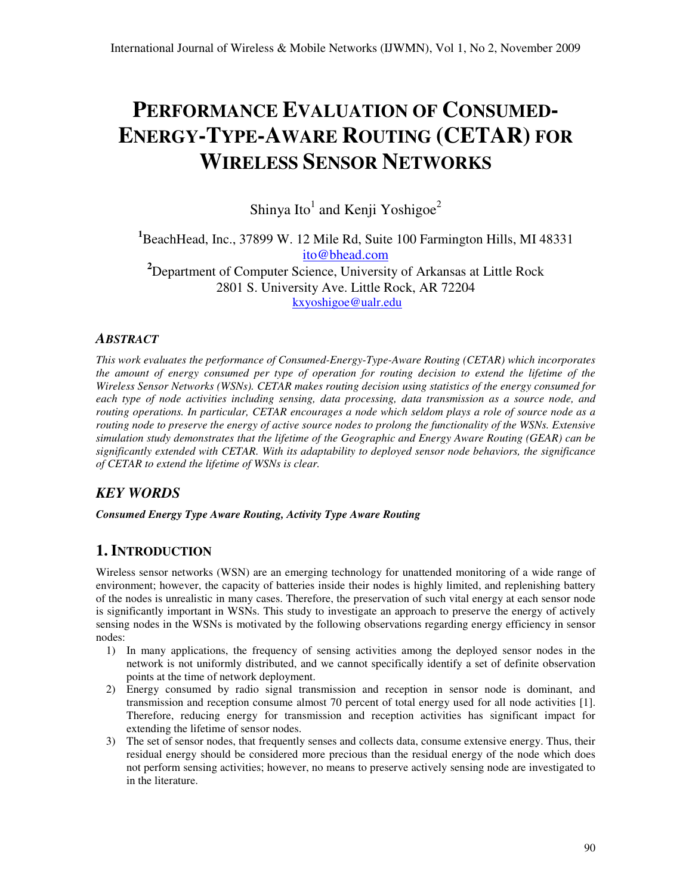# PERFORMANCE EVALUATION OF CONSUMED-ENERGY-TYPE-AWARE ROUTING (CETAR) FOR WIRELESS SENSOR NETWORKS

Shinya Ito[1] and Kenji Yoshigoe[2]

[1]BeachHead, Inc., 37899 W. 12 Mile Rd, Suite 100 Farmington Hills, MI 48331
ito@bhead.com

[2]Department of Computer Science, University of Arkansas at Little Rock
2801 S. University Ave. Little Rock, AR 72204
kxyoshigoe@ualr.edu

## *ABSTRACT*

*This work evaluates the performance of Consumed-Energy-Type-Aware Routing (CETAR) which incorporates the amount of energy consumed per type of operation for routing decision to extend the lifetime of the Wireless Sensor Networks (WSNs). CETAR makes routing decision using statistics of the energy consumed for each type of node activities including sensing, data processing, data transmission as a source node, and routing operations. In particular, CETAR encourages a node which seldom plays a role of source node as a routing node to preserve the energy of active source nodes to prolong the functionality of the WSNs. Extensive simulation study demonstrates that the lifetime of the Geographic and Energy Aware Routing (GEAR) can be significantly extended with CETAR. With its adaptability to deployed sensor node behaviors, the significance of CETAR to extend the lifetime of WSNs is clear.*

## *KEY WORDS*

***Consumed Energy Type Aware Routing, Activity Type Aware Routing***

## 1. INTRODUCTION

Wireless sensor networks (WSN) are an emerging technology for unattended monitoring of a wide range of environment; however, the capacity of batteries inside their nodes is highly limited, and replenishing battery of the nodes is unrealistic in many cases. Therefore, the preservation of such vital energy at each sensor node is significantly important in WSNs. This study to investigate an approach to preserve the energy of actively sensing nodes in the WSNs is motivated by the following observations regarding energy efficiency in sensor nodes:

1) In many applications, the frequency of sensing activities among the deployed sensor nodes in the network is not uniformly distributed, and we cannot specifically identify a set of definite observation points at the time of network deployment.
2) Energy consumed by radio signal transmission and reception in sensor node is dominant, and transmission and reception consume almost 70 percent of total energy used for all node activities [1]. Therefore, reducing energy for transmission and reception activities has significant impact for extending the lifetime of sensor nodes.
3) The set of sensor nodes, that frequently senses and collects data, consume extensive energy. Thus, their residual energy should be considered more precious than the residual energy of the node which does not perform sensing activities; however, no means to preserve actively sensing node are investigated to in the literature.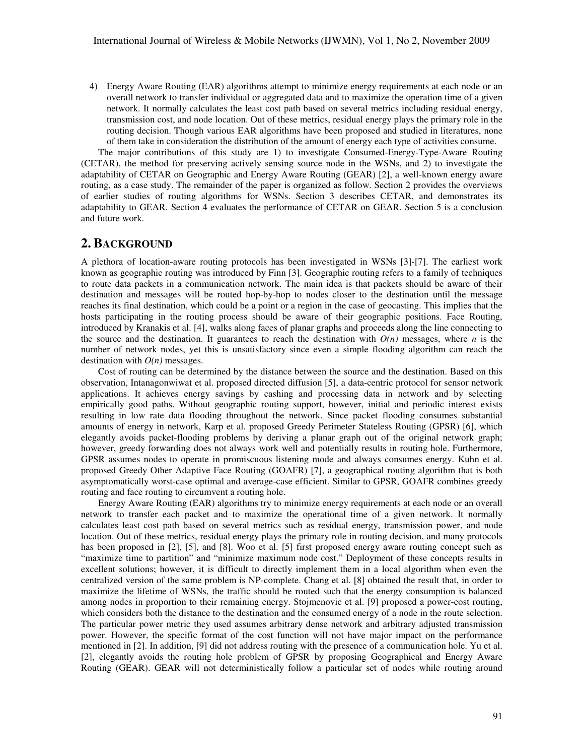4) Energy Aware Routing (EAR) algorithms attempt to minimize energy requirements at each node or an overall network to transfer individual or aggregated data and to maximize the operation time of a given network. It normally calculates the least cost path based on several metrics including residual energy, transmission cost, and node location. Out of these metrics, residual energy plays the primary role in the routing decision. Though various EAR algorithms have been proposed and studied in literatures, none of them take in consideration the distribution of the amount of energy each type of activities consume.

The major contributions of this study are 1) to investigate Consumed-Energy-Type-Aware Routing (CETAR), the method for preserving actively sensing source node in the WSNs, and 2) to investigate the adaptability of CETAR on Geographic and Energy Aware Routing (GEAR) [2], a well-known energy aware routing, as a case study. The remainder of the paper is organized as follow. Section 2 provides the overviews of earlier studies of routing algorithms for WSNs. Section 3 describes CETAR, and demonstrates its adaptability to GEAR. Section 4 evaluates the performance of CETAR on GEAR. Section 5 is a conclusion and future work.

## 2. BACKGROUND

A plethora of location-aware routing protocols has been investigated in WSNs [3]-[7]. The earliest work known as geographic routing was introduced by Finn [3]. Geographic routing refers to a family of techniques to route data packets in a communication network. The main idea is that packets should be aware of their destination and messages will be routed hop-by-hop to nodes closer to the destination until the message reaches its final destination, which could be a point or a region in the case of geocasting. This implies that the hosts participating in the routing process should be aware of their geographic positions. Face Routing, introduced by Kranakis et al. [4], walks along faces of planar graphs and proceeds along the line connecting to the source and the destination. It guarantees to reach the destination with $O(n)$ messages, where $n$ is the number of network nodes, yet this is unsatisfactory since even a simple flooding algorithm can reach the destination with $O(n)$ messages.

Cost of routing can be determined by the distance between the source and the destination. Based on this observation, Intanagonwiwat et al. proposed directed diffusion [5], a data-centric protocol for sensor network applications. It achieves energy savings by cashing and processing data in network and by selecting empirically good paths. Without geographic routing support, however, initial and periodic interest exists resulting in low rate data flooding throughout the network. Since packet flooding consumes substantial amounts of energy in network, Karp et al. proposed Greedy Perimeter Stateless Routing (GPSR) [6], which elegantly avoids packet-flooding problems by deriving a planar graph out of the original network graph; however, greedy forwarding does not always work well and potentially results in routing hole. Furthermore, GPSR assumes nodes to operate in promiscuous listening mode and always consumes energy. Kuhn et al. proposed Greedy Other Adaptive Face Routing (GOAFR) [7], a geographical routing algorithm that is both asymptomatically worst-case optimal and average-case efficient. Similar to GPSR, GOAFR combines greedy routing and face routing to circumvent a routing hole.

Energy Aware Routing (EAR) algorithms try to minimize energy requirements at each node or an overall network to transfer each packet and to maximize the operational time of a given network. It normally calculates least cost path based on several metrics such as residual energy, transmission power, and node location. Out of these metrics, residual energy plays the primary role in routing decision, and many protocols has been proposed in [2], [5], and [8]. Woo et al. [5] first proposed energy aware routing concept such as "maximize time to partition" and "minimize maximum node cost." Deployment of these concepts results in excellent solutions; however, it is difficult to directly implement them in a local algorithm when even the centralized version of the same problem is NP-complete. Chang et al. [8] obtained the result that, in order to maximize the lifetime of WSNs, the traffic should be routed such that the energy consumption is balanced among nodes in proportion to their remaining energy. Stojmenovic et al. [9] proposed a power-cost routing, which considers both the distance to the destination and the consumed energy of a node in the route selection. The particular power metric they used assumes arbitrary dense network and arbitrary adjusted transmission power. However, the specific format of the cost function will not have major impact on the performance mentioned in [2]. In addition, [9] did not address routing with the presence of a communication hole. Yu et al. [2], elegantly avoids the routing hole problem of GPSR by proposing Geographical and Energy Aware Routing (GEAR). GEAR will not deterministically follow a particular set of nodes while routing around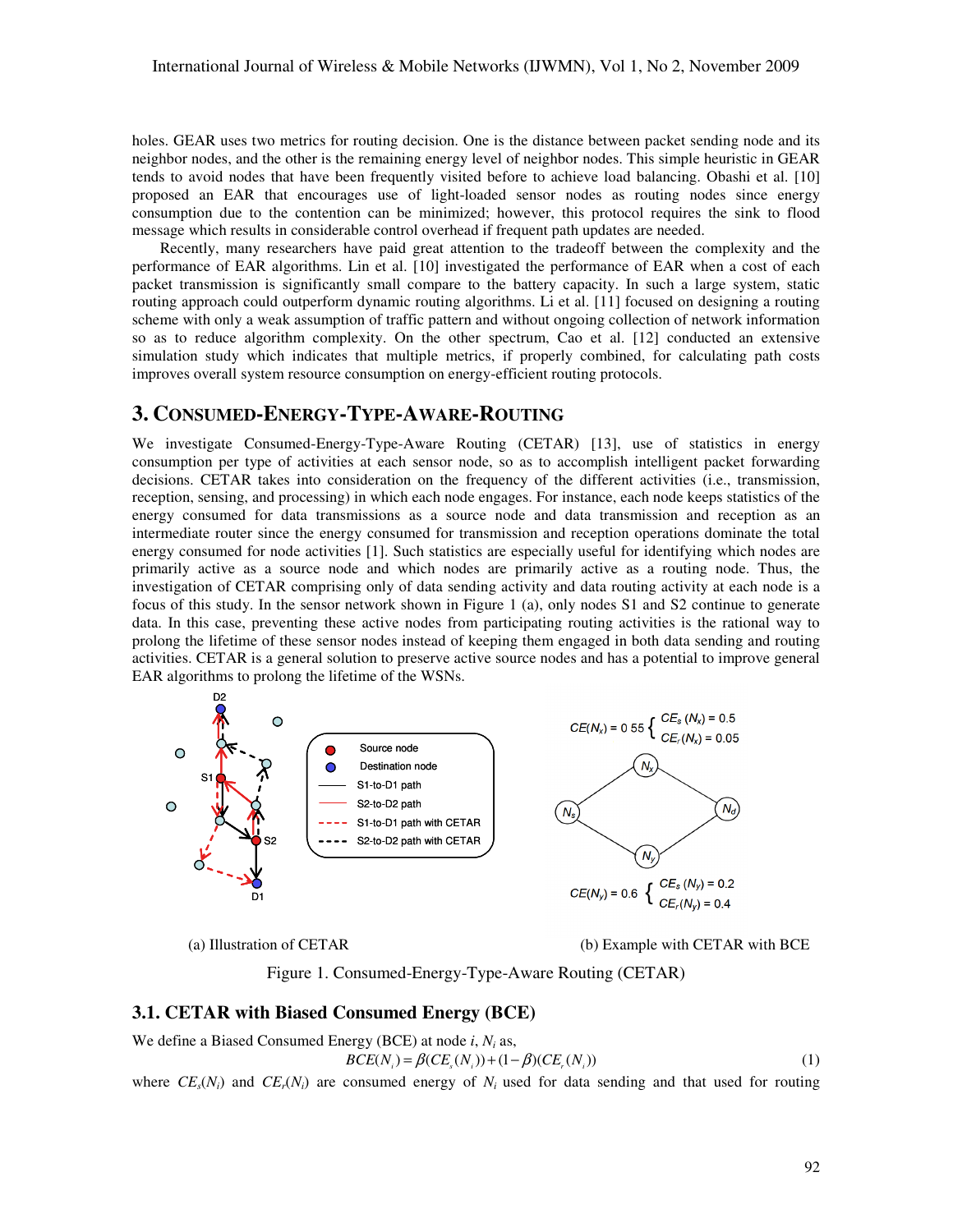holes. GEAR uses two metrics for routing decision. One is the distance between packet sending node and its neighbor nodes, and the other is the remaining energy level of neighbor nodes. This simple heuristic in GEAR tends to avoid nodes that have been frequently visited before to achieve load balancing. Obashi et al. [10] proposed an EAR that encourages use of light-loaded sensor nodes as routing nodes since energy consumption due to the contention can be minimized; however, this protocol requires the sink to flood message which results in considerable control overhead if frequent path updates are needed.

Recently, many researchers have paid great attention to the tradeoff between the complexity and the performance of EAR algorithms. Lin et al. [10] investigated the performance of EAR when a cost of each packet transmission is significantly small compare to the battery capacity. In such a large system, static routing approach could outperform dynamic routing algorithms. Li et al. [11] focused on designing a routing scheme with only a weak assumption of traffic pattern and without ongoing collection of network information so as to reduce algorithm complexity. On the other spectrum, Cao et al. [12] conducted an extensive simulation study which indicates that multiple metrics, if properly combined, for calculating path costs improves overall system resource consumption on energy-efficient routing protocols.

## 3. CONSUMED-ENERGY-TYPE-AWARE-ROUTING

We investigate Consumed-Energy-Type-Aware Routing (CETAR) [13], use of statistics in energy consumption per type of activities at each sensor node, so as to accomplish intelligent packet forwarding decisions. CETAR takes into consideration on the frequency of the different activities (i.e., transmission, reception, sensing, and processing) in which each node engages. For instance, each node keeps statistics of the energy consumed for data transmissions as a source node and data transmission and reception as an intermediate router since the energy consumed for transmission and reception operations dominate the total energy consumed for node activities [1]. Such statistics are especially useful for identifying which nodes are primarily active as a source node and which nodes are primarily active as a routing node. Thus, the investigation of CETAR comprising only of data sending activity and data routing activity at each node is a focus of this study. In the sensor network shown in Figure 1 (a), only nodes S1 and S2 continue to generate data. In this case, preventing these active nodes from participating routing activities is the rational way to prolong the lifetime of these sensor nodes instead of keeping them engaged in both data sending and routing activities. CETAR is a general solution to preserve active source nodes and has a potential to improve general EAR algorithms to prolong the lifetime of the WSNs.

(a) Illustration of CETAR

(b) Example with CETAR with BCE

Figure 1. Consumed-Energy-Type-Aware Routing (CETAR)

### 3.1. CETAR with Biased Consumed Energy (BCE)

We define a Biased Consumed Energy (BCE) at node *i*, $N_i$ as,

$$BCE(N_i) = \beta(CE_s(N_i)) + (1-\beta)(CE_r(N_i)) \tag{1}$$

where $CE_s(N_i)$ and $CE_r(N_i)$ are consumed energy of $N_i$ used for data sending and that used for routing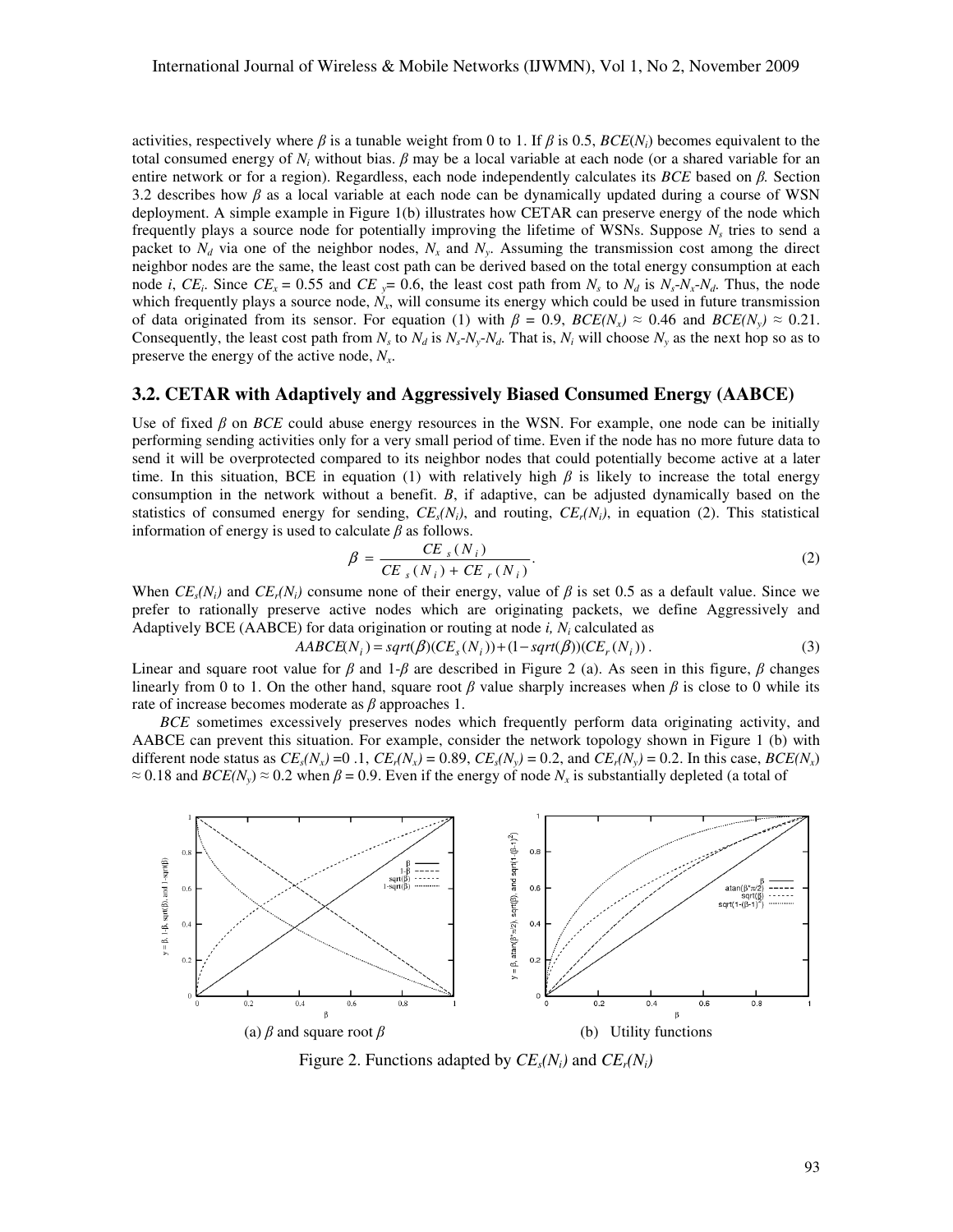activities, respectively where $\beta$ is a tunable weight from 0 to 1. If $\beta$ is 0.5, $BCE(N_i)$ becomes equivalent to the total consumed energy of $N_i$ without bias. $\beta$ may be a local variable at each node (or a shared variable for an entire network or for a region). Regardless, each node independently calculates its *BCE* based on $\beta$. Section 3.2 describes how $\beta$ as a local variable at each node can be dynamically updated during a course of WSN deployment. A simple example in Figure 1(b) illustrates how CETAR can preserve energy of the node which frequently plays a source node for potentially improving the lifetime of WSNs. Suppose $N_s$ tries to send a packet to $N_d$ via one of the neighbor nodes, $N_x$ and $N_y$. Assuming the transmission cost among the direct neighbor nodes are the same, the least cost path can be derived based on the total energy consumption at each node *i*, $CE_i$. Since $CE_x = 0.55$ and $CE_y = 0.6$, the least cost path from $N_s$ to $N_d$ is $N_s$-$N_x$-$N_d$. Thus, the node which frequently plays a source node, $N_x$, will consume its energy which could be used in future transmission of data originated from its sensor. For equation (1) with $\beta = 0.9$, $BCE(N_x) \approx 0.46$ and $BCE(N_y) \approx 0.21$. Consequently, the least cost path from $N_s$ to $N_d$ is $N_s$-$N_y$-$N_d$. That is, $N_i$ will choose $N_y$ as the next hop so as to preserve the energy of the active node, $N_x$.

## 3.2. CETAR with Adaptively and Aggressively Biased Consumed Energy (AABCE)

Use of fixed $\beta$ on *BCE* could abuse energy resources in the WSN. For example, one node can be initially performing sending activities only for a very small period of time. Even if the node has no more future data to send it will be overprotected compared to its neighbor nodes that could potentially become active at a later time. In this situation, BCE in equation (1) with relatively high $\beta$ is likely to increase the total energy consumption in the network without a benefit. *B*, if adaptive, can be adjusted dynamically based on the statistics of consumed energy for sending, $CE_s(N_i)$, and routing, $CE_r(N_i)$, in equation (2). This statistical information of energy is used to calculate $\beta$ as follows.

$$\beta = \frac{CE_s(N_i)}{CE_s(N_i) + CE_r(N_i)}. \tag{2}$$

When $CE_s(N_i)$ and $CE_r(N_i)$ consume none of their energy, value of $\beta$ is set 0.5 as a default value. Since we prefer to rationally preserve active nodes which are originating packets, we define Aggressively and Adaptively BCE (AABCE) for data origination or routing at node *i*, $N_i$ calculated as

$$AABCE(N_i) = sqrt(\beta)(CE_s(N_i)) + (1 - sqrt(\beta))(CE_r(N_i)). \tag{3}$$

Linear and square root value for $\beta$ and 1-$\beta$ are described in Figure 2 (a). As seen in this figure, $\beta$ changes linearly from 0 to 1. On the other hand, square root $\beta$ value sharply increases when $\beta$ is close to 0 while its rate of increase becomes moderate as $\beta$ approaches 1.

*BCE* sometimes excessively preserves nodes which frequently perform data originating activity, and AABCE can prevent this situation. For example, consider the network topology shown in Figure 1 (b) with different node status as $CE_s(N_x) = 0.1$, $CE_r(N_x) = 0.89$, $CE_s(N_y) = 0.2$, and $CE_r(N_y) = 0.2$. In this case, $BCE(N_x) \approx 0.18$ and $BCE(N_y) \approx 0.2$ when $\beta = 0.9$. Even if the energy of node $N_x$ is substantially depleted (a total of

(a) $\beta$ and square root $\beta$ (b) Utility functions

Figure 2. Functions adapted by $CE_s(N_i)$ and $CE_r(N_i)$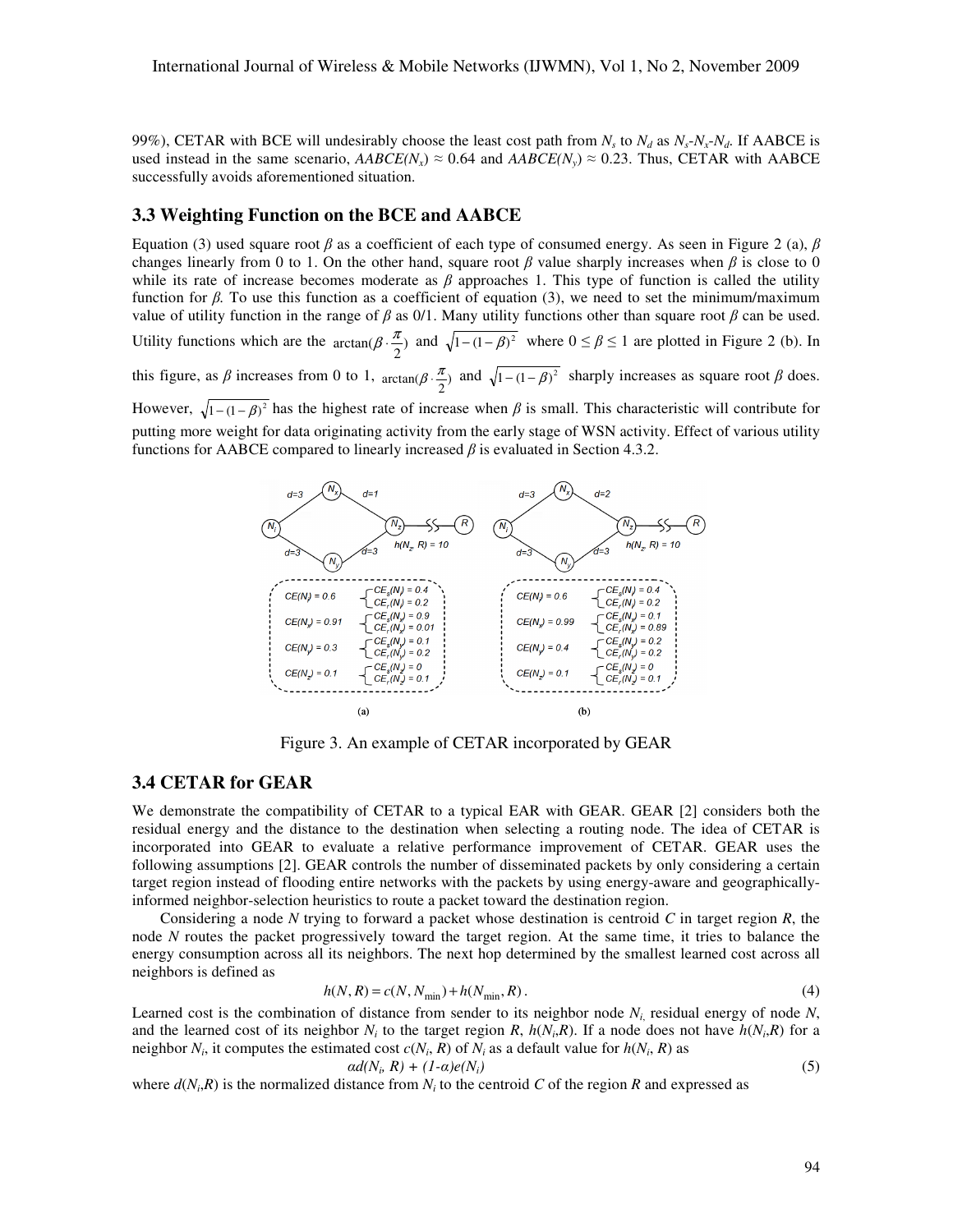99%), CETAR with BCE will undesirably choose the least cost path from $N_s$ to $N_d$ as $N_s$-$N_x$-$N_d$. If AABCE is used instead in the same scenario, $AABCE(N_x) \approx 0.64$ and $AABCE(N_y) \approx 0.23$. Thus, CETAR with AABCE successfully avoids aforementioned situation.

### 3.3 Weighting Function on the BCE and AABCE

Equation (3) used square root $\beta$ as a coefficient of each type of consumed energy. As seen in Figure 2 (a), $\beta$ changes linearly from 0 to 1. On the other hand, square root $\beta$ value sharply increases when $\beta$ is close to 0 while its rate of increase becomes moderate as $\beta$ approaches 1. This type of function is called the utility function for $\beta$. To use this function as a coefficient of equation (3), we need to set the minimum/maximum value of utility function in the range of $\beta$ as 0/1. Many utility functions other than square root $\beta$ can be used. Utility functions which are the $\arctan(\beta \cdot \frac{\pi}{2})$ and $\sqrt{1-(1-\beta)^2}$ where $0 \leq \beta \leq 1$ are plotted in Figure 2 (b). In this figure, as $\beta$ increases from 0 to 1, $\arctan(\beta \cdot \frac{\pi}{2})$ and $\sqrt{1-(1-\beta)^2}$ sharply increases as square root $\beta$ does. However, $\sqrt{1-(1-\beta)^2}$ has the highest rate of increase when $\beta$ is small. This characteristic will contribute for putting more weight for data originating activity from the early stage of WSN activity. Effect of various utility functions for AABCE compared to linearly increased $\beta$ is evaluated in Section 4.3.2.

Figure 3. An example of CETAR incorporated by GEAR

### 3.4 CETAR for GEAR

We demonstrate the compatibility of CETAR to a typical EAR with GEAR. GEAR [2] considers both the residual energy and the distance to the destination when selecting a routing node. The idea of CETAR is incorporated into GEAR to evaluate a relative performance improvement of CETAR. GEAR uses the following assumptions [2]. GEAR controls the number of disseminated packets by only considering a certain target region instead of flooding entire networks with the packets by using energy-aware and geographically-informed neighbor-selection heuristics to route a packet toward the destination region.

Considering a node $N$ trying to forward a packet whose destination is centroid $C$ in target region $R$, the node $N$ routes the packet progressively toward the target region. At the same time, it tries to balance the energy consumption across all its neighbors. The next hop determined by the smallest learned cost across all neighbors is defined as

$$h(N, R) = c(N, N_{\min}) + h(N_{\min}, R). \tag{4}$$

Learned cost is the combination of distance from sender to its neighbor node $N_i$, residual energy of node $N$, and the learned cost of its neighbor $N_i$ to the target region $R$, $h(N_i,R)$. If a node does not have $h(N_i,R)$ for a neighbor $N_i$, it computes the estimated cost $c(N_i, R)$ of $N_i$ as a default value for $h(N_i, R)$ as

$$\alpha d(N_i, R) + (1-\alpha)e(N_i) \tag{5}$$

where $d(N_i,R)$ is the normalized distance from $N_i$ to the centroid $C$ of the region $R$ and expressed as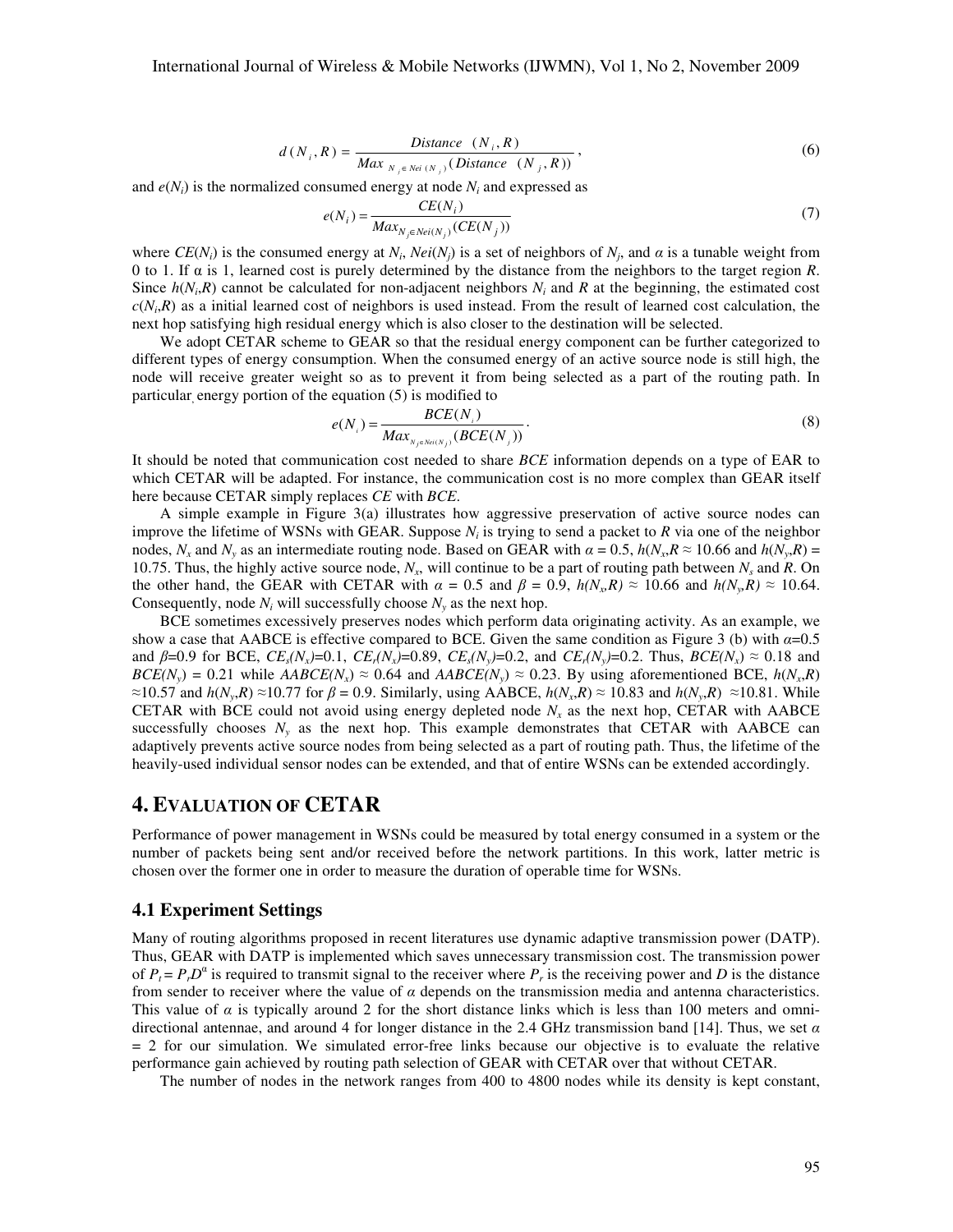$$d(N_i, R) = \frac{Distance\ (N_i, R)}{Max_{N_j \in Nei(N_j)}(Distance\ (N_j, R))}, \tag{6}$$

and $e(N_i)$ is the normalized consumed energy at node $N_i$ and expressed as

$$e(N_i) = \frac{CE(N_i)}{Max_{N_j \in Nei(N_j)}(CE(N_j))} \tag{7}$$

where $CE(N_i)$ is the consumed energy at $N_i$, $Nei(N_j)$ is a set of neighbors of $N_j$, and $\alpha$ is a tunable weight from 0 to 1. If α is 1, learned cost is purely determined by the distance from the neighbors to the target region $R$. Since $h(N_i,R)$ cannot be calculated for non-adjacent neighbors $N_i$ and $R$ at the beginning, the estimated cost $c(N_i,R)$ as a initial learned cost of neighbors is used instead. From the result of learned cost calculation, the next hop satisfying high residual energy which is also closer to the destination will be selected.

We adopt CETAR scheme to GEAR so that the residual energy component can be further categorized to different types of energy consumption. When the consumed energy of an active source node is still high, the node will receive greater weight so as to prevent it from being selected as a part of the routing path. In particular, energy portion of the equation (5) is modified to

$$e(N_i) = \frac{BCE(N_i)}{Max_{N_j \in Nei(N_j)}(BCE(N_j))}. \tag{8}$$

It should be noted that communication cost needed to share *BCE* information depends on a type of EAR to which CETAR will be adapted. For instance, the communication cost is no more complex than GEAR itself here because CETAR simply replaces *CE* with *BCE*.

A simple example in Figure 3(a) illustrates how aggressive preservation of active source nodes can improve the lifetime of WSNs with GEAR. Suppose $N_i$ is trying to send a packet to $R$ via one of the neighbor nodes, $N_x$ and $N_y$ as an intermediate routing node. Based on GEAR with $\alpha = 0.5$, $h(N_x,R \approx 10.66$ and $h(N_y,R) = 10.75$. Thus, the highly active source node, $N_x$, will continue to be a part of routing path between $N_s$ and $R$. On the other hand, the GEAR with CETAR with $\alpha = 0.5$ and $\beta = 0.9$, $h(N_x,R) \approx 10.66$ and $h(N_y,R) \approx 10.64$. Consequently, node $N_i$ will successfully choose $N_y$ as the next hop.

BCE sometimes excessively preserves nodes which perform data originating activity. As an example, we show a case that AABCE is effective compared to BCE. Given the same condition as Figure 3 (b) with $\alpha$=0.5 and $\beta$=0.9 for BCE, $CE_s(N_x)$=0.1, $CE_r(N_x)$=0.89, $CE_s(N_y)$=0.2, and $CE_r(N_y)$=0.2. Thus, $BCE(N_x) \approx 0.18$ and $BCE(N_y) = 0.21$ while $AABCE(N_x) \approx 0.64$ and $AABCE(N_y) \approx 0.23$. By using aforementioned BCE, $h(N_x,R) \approx 10.57$ and $h(N_y,R) \approx 10.77$ for $\beta = 0.9$. Similarly, using AABCE, $h(N_x,R) \approx 10.83$ and $h(N_y,R) \approx 10.81$. While CETAR with BCE could not avoid using energy depleted node $N_x$ as the next hop, CETAR with AABCE successfully chooses $N_y$ as the next hop. This example demonstrates that CETAR with AABCE can adaptively prevents active source nodes from being selected as a part of routing path. Thus, the lifetime of the heavily-used individual sensor nodes can be extended, and that of entire WSNs can be extended accordingly.

# 4. EVALUATION OF CETAR

Performance of power management in WSNs could be measured by total energy consumed in a system or the number of packets being sent and/or received before the network partitions. In this work, latter metric is chosen over the former one in order to measure the duration of operable time for WSNs.

## 4.1 Experiment Settings

Many of routing algorithms proposed in recent literatures use dynamic adaptive transmission power (DATP). Thus, GEAR with DATP is implemented which saves unnecessary transmission cost. The transmission power of $P_t = P_r D^{\alpha}$ is required to transmit signal to the receiver where $P_r$ is the receiving power and $D$ is the distance from sender to receiver where the value of $\alpha$ depends on the transmission media and antenna characteristics. This value of $\alpha$ is typically around 2 for the short distance links which is less than 100 meters and omni-directional antennae, and around 4 for longer distance in the 2.4 GHz transmission band [14]. Thus, we set $\alpha = 2$ for our simulation. We simulated error-free links because our objective is to evaluate the relative performance gain achieved by routing path selection of GEAR with CETAR over that without CETAR.

The number of nodes in the network ranges from 400 to 4800 nodes while its density is kept constant,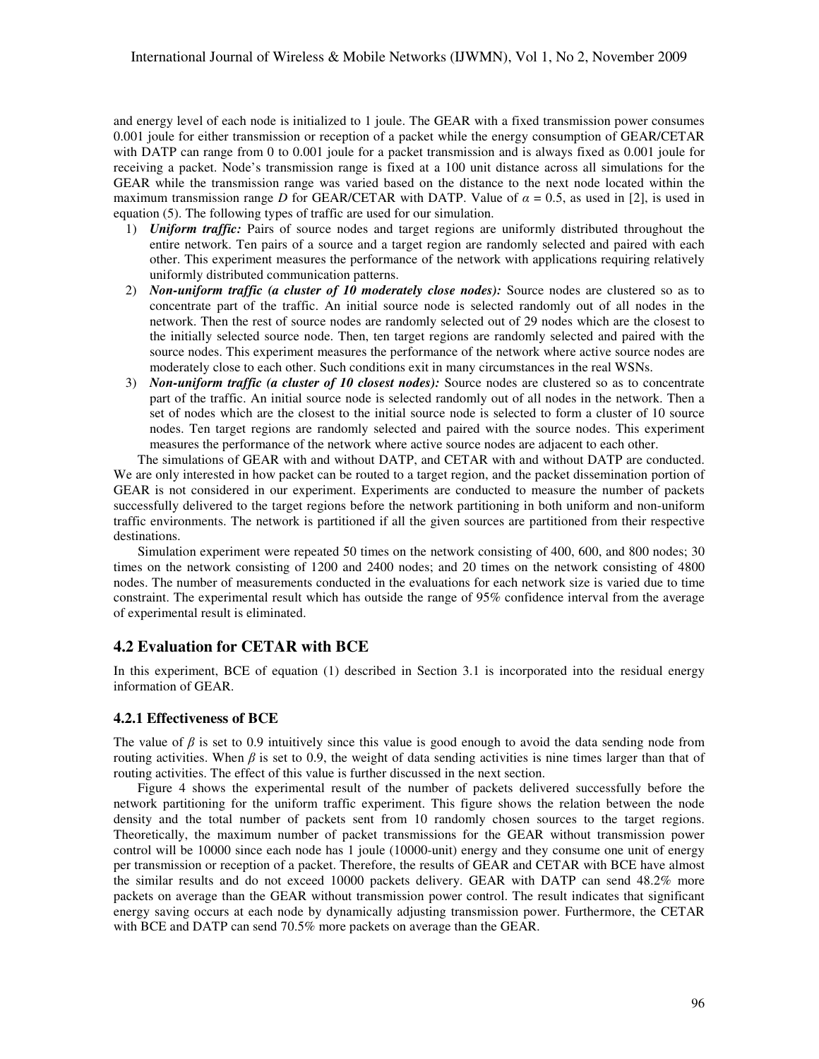and energy level of each node is initialized to 1 joule. The GEAR with a fixed transmission power consumes 0.001 joule for either transmission or reception of a packet while the energy consumption of GEAR/CETAR with DATP can range from 0 to 0.001 joule for a packet transmission and is always fixed as 0.001 joule for receiving a packet. Node's transmission range is fixed at a 100 unit distance across all simulations for the GEAR while the transmission range was varied based on the distance to the next node located within the maximum transmission range $D$ for GEAR/CETAR with DATP. Value of $\alpha = 0.5$, as used in [2], is used in equation (5). The following types of traffic are used for our simulation.

1) ***Uniform traffic:*** Pairs of source nodes and target regions are uniformly distributed throughout the entire network. Ten pairs of a source and a target region are randomly selected and paired with each other. This experiment measures the performance of the network with applications requiring relatively uniformly distributed communication patterns.
2) ***Non-uniform traffic (a cluster of 10 moderately close nodes):*** Source nodes are clustered so as to concentrate part of the traffic. An initial source node is selected randomly out of all nodes in the network. Then the rest of source nodes are randomly selected out of 29 nodes which are the closest to the initially selected source node. Then, ten target regions are randomly selected and paired with the source nodes. This experiment measures the performance of the network where active source nodes are moderately close to each other. Such conditions exit in many circumstances in the real WSNs.
3) ***Non-uniform traffic (a cluster of 10 closest nodes):*** Source nodes are clustered so as to concentrate part of the traffic. An initial source node is selected randomly out of all nodes in the network. Then a set of nodes which are the closest to the initial source node is selected to form a cluster of 10 source nodes. Ten target regions are randomly selected and paired with the source nodes. This experiment measures the performance of the network where active source nodes are adjacent to each other.

The simulations of GEAR with and without DATP, and CETAR with and without DATP are conducted. We are only interested in how packet can be routed to a target region, and the packet dissemination portion of GEAR is not considered in our experiment. Experiments are conducted to measure the number of packets successfully delivered to the target regions before the network partitioning in both uniform and non-uniform traffic environments. The network is partitioned if all the given sources are partitioned from their respective destinations.

Simulation experiment were repeated 50 times on the network consisting of 400, 600, and 800 nodes; 30 times on the network consisting of 1200 and 2400 nodes; and 20 times on the network consisting of 4800 nodes. The number of measurements conducted in the evaluations for each network size is varied due to time constraint. The experimental result which has outside the range of 95% confidence interval from the average of experimental result is eliminated.

## 4.2 Evaluation for CETAR with BCE

In this experiment, BCE of equation (1) described in Section 3.1 is incorporated into the residual energy information of GEAR.

### 4.2.1 Effectiveness of BCE

The value of $\beta$ is set to 0.9 intuitively since this value is good enough to avoid the data sending node from routing activities. When $\beta$ is set to 0.9, the weight of data sending activities is nine times larger than that of routing activities. The effect of this value is further discussed in the next section.

Figure 4 shows the experimental result of the number of packets delivered successfully before the network partitioning for the uniform traffic experiment. This figure shows the relation between the node density and the total number of packets sent from 10 randomly chosen sources to the target regions. Theoretically, the maximum number of packet transmissions for the GEAR without transmission power control will be 10000 since each node has 1 joule (10000-unit) energy and they consume one unit of energy per transmission or reception of a packet. Therefore, the results of GEAR and CETAR with BCE have almost the similar results and do not exceed 10000 packets delivery. GEAR with DATP can send 48.2% more packets on average than the GEAR without transmission power control. The result indicates that significant energy saving occurs at each node by dynamically adjusting transmission power. Furthermore, the CETAR with BCE and DATP can send 70.5% more packets on average than the GEAR.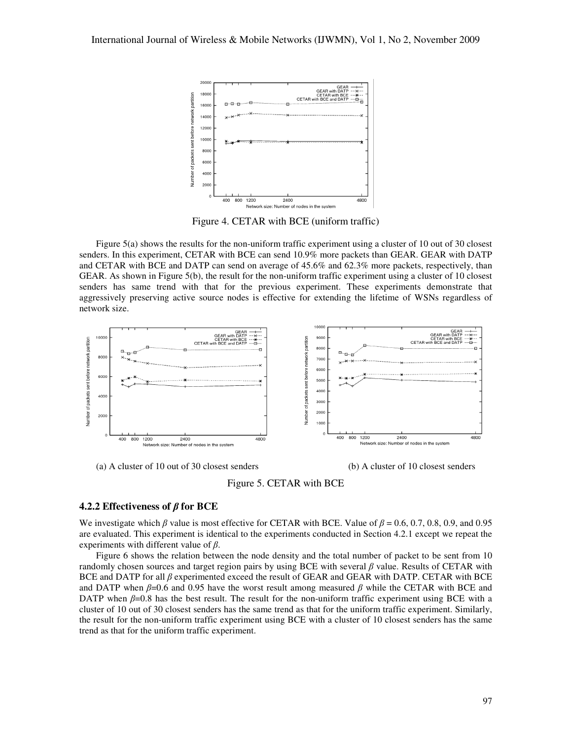Figure 4. CETAR with BCE (uniform traffic)

Figure 5(a) shows the results for the non-uniform traffic experiment using a cluster of 10 out of 30 closest senders. In this experiment, CETAR with BCE can send 10.9% more packets than GEAR. GEAR with DATP and CETAR with BCE and DATP can send on average of 45.6% and 62.3% more packets, respectively, than GEAR. As shown in Figure 5(b), the result for the non-uniform traffic experiment using a cluster of 10 closest senders has same trend with that for the previous experiment. These experiments demonstrate that aggressively preserving active source nodes is effective for extending the lifetime of WSNs regardless of network size.

(a) A cluster of 10 out of 30 closest senders

(b) A cluster of 10 closest senders

Figure 5. CETAR with BCE

### 4.2.2 Effectiveness of *β* for BCE

We investigate which $\beta$ value is most effective for CETAR with BCE. Value of $\beta$ = 0.6, 0.7, 0.8, 0.9, and 0.95 are evaluated. This experiment is identical to the experiments conducted in Section 4.2.1 except we repeat the experiments with different value of $\beta$.

Figure 6 shows the relation between the node density and the total number of packet to be sent from 10 randomly chosen sources and target region pairs by using BCE with several $\beta$ value. Results of CETAR with BCE and DATP for all $\beta$ experimented exceed the result of GEAR and GEAR with DATP. CETAR with BCE and DATP when $\beta$=0.6 and 0.95 have the worst result among measured $\beta$ while the CETAR with BCE and DATP when $\beta$=0.8 has the best result. The result for the non-uniform traffic experiment using BCE with a cluster of 10 out of 30 closest senders has the same trend as that for the uniform traffic experiment. Similarly, the result for the non-uniform traffic experiment using BCE with a cluster of 10 closest senders has the same trend as that for the uniform traffic experiment.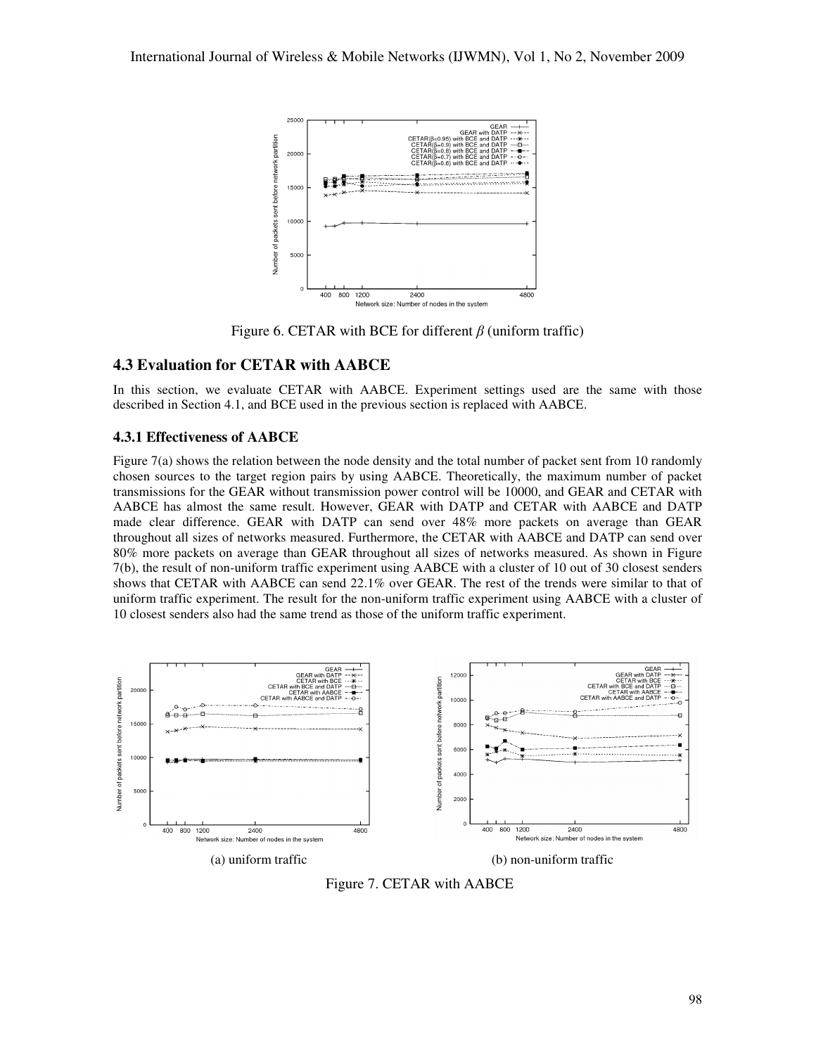Figure 6. CETAR with BCE for different $\beta$ (uniform traffic)

### 4.3 Evaluation for CETAR with AABCE

In this section, we evaluate CETAR with AABCE. Experiment settings used are the same with those described in Section 4.1, and BCE used in the previous section is replaced with AABCE.

#### 4.3.1 Effectiveness of AABCE

Figure 7(a) shows the relation between the node density and the total number of packet sent from 10 randomly chosen sources to the target region pairs by using AABCE. Theoretically, the maximum number of packet transmissions for the GEAR without transmission power control will be 10000, and GEAR and CETAR with AABCE has almost the same result. However, GEAR with DATP and CETAR with AABCE and DATP made clear difference. GEAR with DATP can send over 48% more packets on average than GEAR throughout all sizes of networks measured. Furthermore, the CETAR with AABCE and DATP can send over 80% more packets on average than GEAR throughout all sizes of networks measured. As shown in Figure 7(b), the result of non-uniform traffic experiment using AABCE with a cluster of 10 out of 30 closest senders shows that CETAR with AABCE can send 22.1% over GEAR. The rest of the trends were similar to that of uniform traffic experiment. The result for the non-uniform traffic experiment using AABCE with a cluster of 10 closest senders also had the same trend as those of the uniform traffic experiment.

(a) uniform traffic

(b) non-uniform traffic

Figure 7. CETAR with AABCE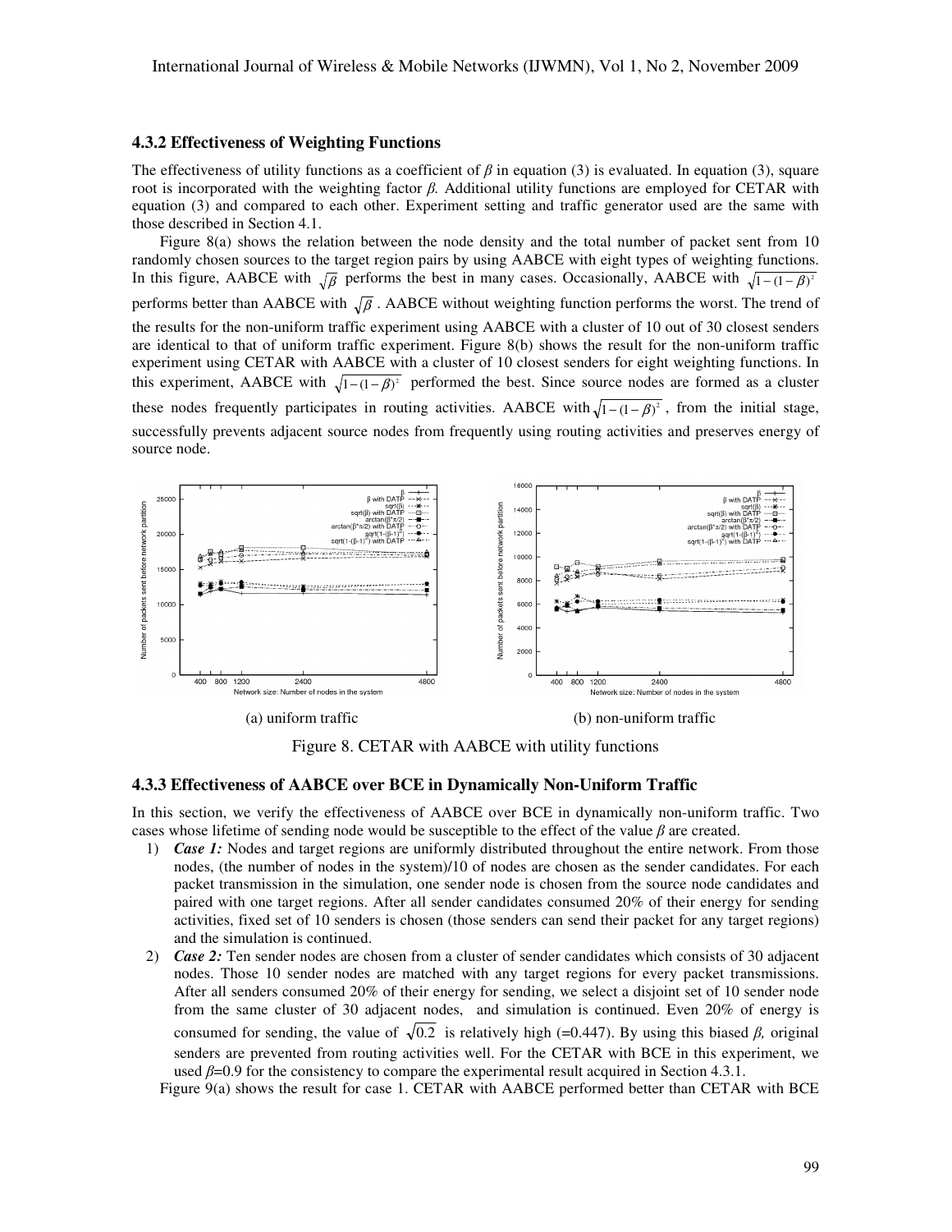### 4.3.2 Effectiveness of Weighting Functions

The effectiveness of utility functions as a coefficient of $\beta$ in equation (3) is evaluated. In equation (3), square root is incorporated with the weighting factor $\beta$. Additional utility functions are employed for CETAR with equation (3) and compared to each other. Experiment setting and traffic generator used are the same with those described in Section 4.1.

Figure 8(a) shows the relation between the node density and the total number of packet sent from 10 randomly chosen sources to the target region pairs by using AABCE with eight types of weighting functions. In this figure, AABCE with $\sqrt{\beta}$ performs the best in many cases. Occasionally, AABCE with $\sqrt{1-(1-\beta)^2}$ performs better than AABCE with $\sqrt{\beta}$. AABCE without weighting function performs the worst. The trend of the results for the non-uniform traffic experiment using AABCE with a cluster of 10 out of 30 closest senders are identical to that of uniform traffic experiment. Figure 8(b) shows the result for the non-uniform traffic experiment using CETAR with AABCE with a cluster of 10 closest senders for eight weighting functions. In this experiment, AABCE with $\sqrt{1-(1-\beta)^2}$ performed the best. Since source nodes are formed as a cluster these nodes frequently participates in routing activities. AABCE with $\sqrt{1-(1-\beta)^2}$, from the initial stage, successfully prevents adjacent source nodes from frequently using routing activities and preserves energy of source node.

(a) uniform traffic

(b) non-uniform traffic

Figure 8. CETAR with AABCE with utility functions

### 4.3.3 Effectiveness of AABCE over BCE in Dynamically Non-Uniform Traffic

In this section, we verify the effectiveness of AABCE over BCE in dynamically non-uniform traffic. Two cases whose lifetime of sending node would be susceptible to the effect of the value $\beta$ are created.

1) ***Case 1:*** Nodes and target regions are uniformly distributed throughout the entire network. From those nodes, (the number of nodes in the system)/10 of nodes are chosen as the sender candidates. For each packet transmission in the simulation, one sender node is chosen from the source node candidates and paired with one target regions. After all sender candidates consumed 20% of their energy for sending activities, fixed set of 10 senders is chosen (those senders can send their packet for any target regions) and the simulation is continued.
2) ***Case 2:*** Ten sender nodes are chosen from a cluster of sender candidates which consists of 30 adjacent nodes. Those 10 sender nodes are matched with any target regions for every packet transmissions. After all senders consumed 20% of their energy for sending, we select a disjoint set of 10 sender node from the same cluster of 30 adjacent nodes, and simulation is continued. Even 20% of energy is consumed for sending, the value of $\sqrt{0.2}$ is relatively high (=0.447). By using this biased $\beta$, original senders are prevented from routing activities well. For the CETAR with BCE in this experiment, we used $\beta$=0.9 for the consistency to compare the experimental result acquired in Section 4.3.1.

Figure 9(a) shows the result for case 1. CETAR with AABCE performed better than CETAR with BCE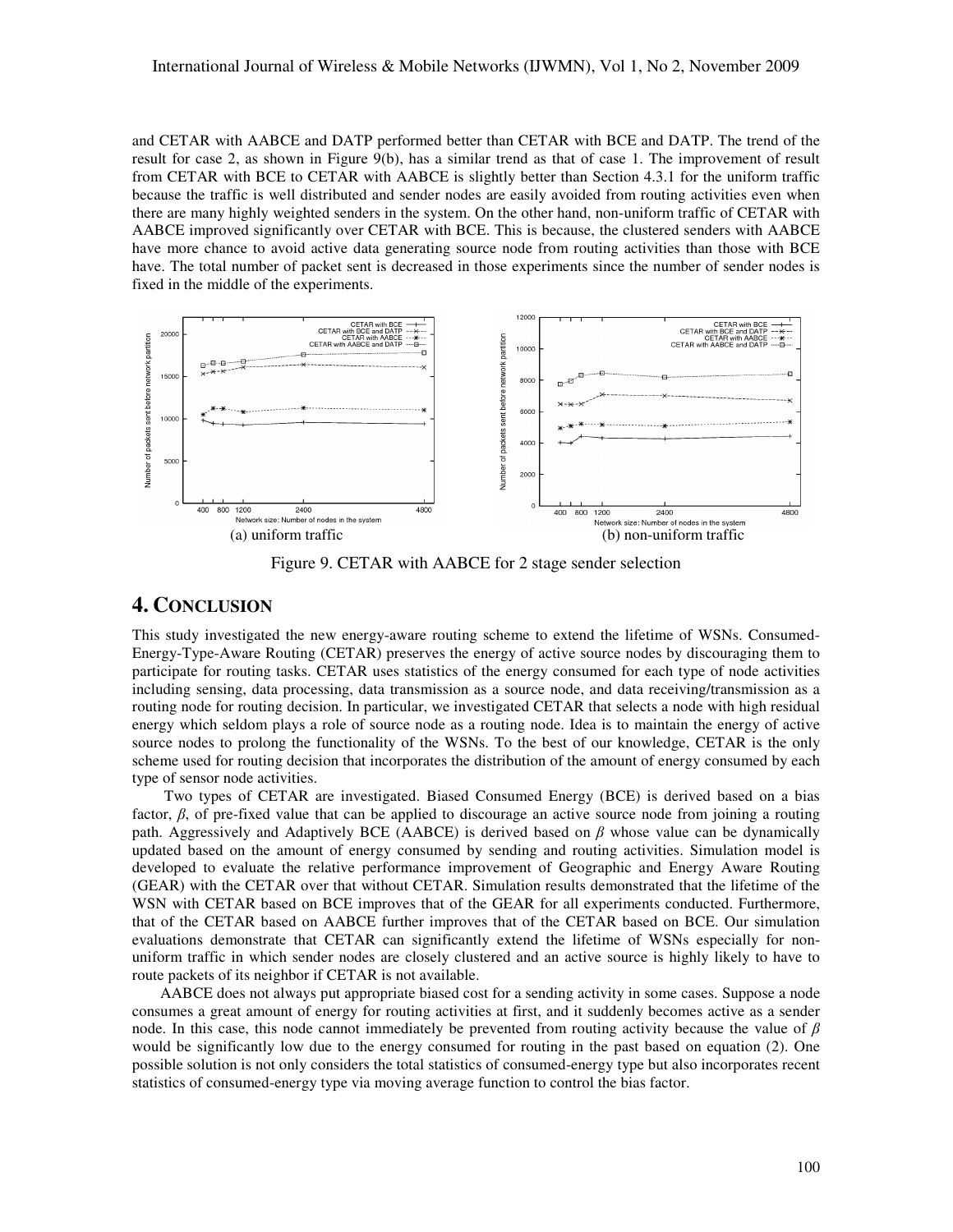and CETAR with AABCE and DATP performed better than CETAR with BCE and DATP. The trend of the result for case 2, as shown in Figure 9(b), has a similar trend as that of case 1. The improvement of result from CETAR with BCE to CETAR with AABCE is slightly better than Section 4.3.1 for the uniform traffic because the traffic is well distributed and sender nodes are easily avoided from routing activities even when there are many highly weighted senders in the system. On the other hand, non-uniform traffic of CETAR with AABCE improved significantly over CETAR with BCE. This is because, the clustered senders with AABCE have more chance to avoid active data generating source node from routing activities than those with BCE have. The total number of packet sent is decreased in those experiments since the number of sender nodes is fixed in the middle of the experiments.

(a) uniform traffic

(b) non-uniform traffic

Figure 9. CETAR with AABCE for 2 stage sender selection

# 4. CONCLUSION

This study investigated the new energy-aware routing scheme to extend the lifetime of WSNs. Consumed-Energy-Type-Aware Routing (CETAR) preserves the energy of active source nodes by discouraging them to participate for routing tasks. CETAR uses statistics of the energy consumed for each type of node activities including sensing, data processing, data transmission as a source node, and data receiving/transmission as a routing node for routing decision. In particular, we investigated CETAR that selects a node with high residual energy which seldom plays a role of source node as a routing node. Idea is to maintain the energy of active source nodes to prolong the functionality of the WSNs. To the best of our knowledge, CETAR is the only scheme used for routing decision that incorporates the distribution of the amount of energy consumed by each type of sensor node activities.

Two types of CETAR are investigated. Biased Consumed Energy (BCE) is derived based on a bias factor, $\beta$, of pre-fixed value that can be applied to discourage an active source node from joining a routing path. Aggressively and Adaptively BCE (AABCE) is derived based on $\beta$ whose value can be dynamically updated based on the amount of energy consumed by sending and routing activities. Simulation model is developed to evaluate the relative performance improvement of Geographic and Energy Aware Routing (GEAR) with the CETAR over that without CETAR. Simulation results demonstrated that the lifetime of the WSN with CETAR based on BCE improves that of the GEAR for all experiments conducted. Furthermore, that of the CETAR based on AABCE further improves that of the CETAR based on BCE. Our simulation evaluations demonstrate that CETAR can significantly extend the lifetime of WSNs especially for non-uniform traffic in which sender nodes are closely clustered and an active source is highly likely to have to route packets of its neighbor if CETAR is not available.

AABCE does not always put appropriate biased cost for a sending activity in some cases. Suppose a node consumes a great amount of energy for routing activities at first, and it suddenly becomes active as a sender node. In this case, this node cannot immediately be prevented from routing activity because the value of $\beta$ would be significantly low due to the energy consumed for routing in the past based on equation (2). One possible solution is not only considers the total statistics of consumed-energy type but also incorporates recent statistics of consumed-energy type via moving average function to control the bias factor.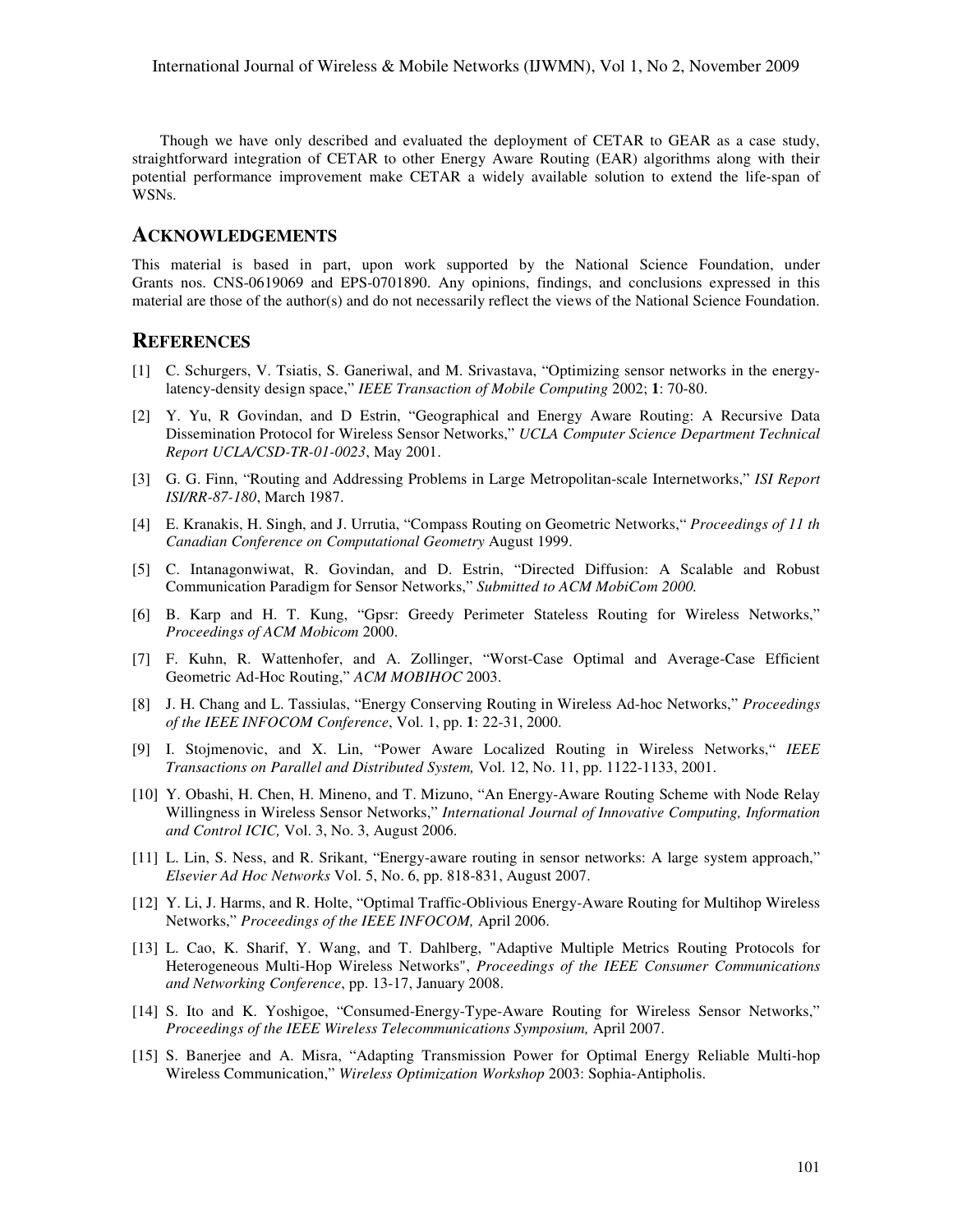Though we have only described and evaluated the deployment of CETAR to GEAR as a case study, straightforward integration of CETAR to other Energy Aware Routing (EAR) algorithms along with their potential performance improvement make CETAR a widely available solution to extend the life-span of WSNs.

## ACKNOWLEDGEMENTS

This material is based in part, upon work supported by the National Science Foundation, under Grants nos. CNS-0619069 and EPS-0701890. Any opinions, findings, and conclusions expressed in this material are those of the author(s) and do not necessarily reflect the views of the National Science Foundation.

## REFERENCES

[1] C. Schurgers, V. Tsiatis, S. Ganeriwal, and M. Srivastava, "Optimizing sensor networks in the energy-latency-density design space," *IEEE Transaction of Mobile Computing* 2002; **1**: 70-80.

[2] Y. Yu, R Govindan, and D Estrin, "Geographical and Energy Aware Routing: A Recursive Data Dissemination Protocol for Wireless Sensor Networks," *UCLA Computer Science Department Technical Report UCLA/CSD-TR-01-0023*, May 2001.

[3] G. G. Finn, "Routing and Addressing Problems in Large Metropolitan-scale Internetworks," *ISI Report ISI/RR-87-180*, March 1987.

[4] E. Kranakis, H. Singh, and J. Urrutia, "Compass Routing on Geometric Networks," *Proceedings of 11 th Canadian Conference on Computational Geometry* August 1999.

[5] C. Intanagonwiwat, R. Govindan, and D. Estrin, "Directed Diffusion: A Scalable and Robust Communication Paradigm for Sensor Networks," *Submitted to ACM MobiCom 2000.*

[6] B. Karp and H. T. Kung, "Gpsr: Greedy Perimeter Stateless Routing for Wireless Networks," *Proceedings of ACM Mobicom* 2000.

[7] F. Kuhn, R. Wattenhofer, and A. Zollinger, "Worst-Case Optimal and Average-Case Efficient Geometric Ad-Hoc Routing," *ACM MOBIHOC* 2003.

[8] J. H. Chang and L. Tassiulas, "Energy Conserving Routing in Wireless Ad-hoc Networks," *Proceedings of the IEEE INFOCOM Conference*, Vol. 1, pp. **1**: 22-31, 2000.

[9] I. Stojmenovic, and X. Lin, "Power Aware Localized Routing in Wireless Networks," *IEEE Transactions on Parallel and Distributed System,* Vol. 12, No. 11, pp. 1122-1133, 2001.

[10] Y. Obashi, H. Chen, H. Mineno, and T. Mizuno, "An Energy-Aware Routing Scheme with Node Relay Willingness in Wireless Sensor Networks," *International Journal of Innovative Computing, Information and Control ICIC,* Vol. 3, No. 3, August 2006.

[11] L. Lin, S. Ness, and R. Srikant, "Energy-aware routing in sensor networks: A large system approach," *Elsevier Ad Hoc Networks* Vol. 5, No. 6, pp. 818-831, August 2007.

[12] Y. Li, J. Harms, and R. Holte, "Optimal Traffic-Oblivious Energy-Aware Routing for Multihop Wireless Networks," *Proceedings of the IEEE INFOCOM,* April 2006.

[13] L. Cao, K. Sharif, Y. Wang, and T. Dahlberg, "Adaptive Multiple Metrics Routing Protocols for Heterogeneous Multi-Hop Wireless Networks", *Proceedings of the IEEE Consumer Communications and Networking Conference*, pp. 13-17, January 2008.

[14] S. Ito and K. Yoshigoe, "Consumed-Energy-Type-Aware Routing for Wireless Sensor Networks," *Proceedings of the IEEE Wireless Telecommunications Symposium,* April 2007.

[15] S. Banerjee and A. Misra, "Adapting Transmission Power for Optimal Energy Reliable Multi-hop Wireless Communication," *Wireless Optimization Workshop* 2003: Sophia-Antipholis.